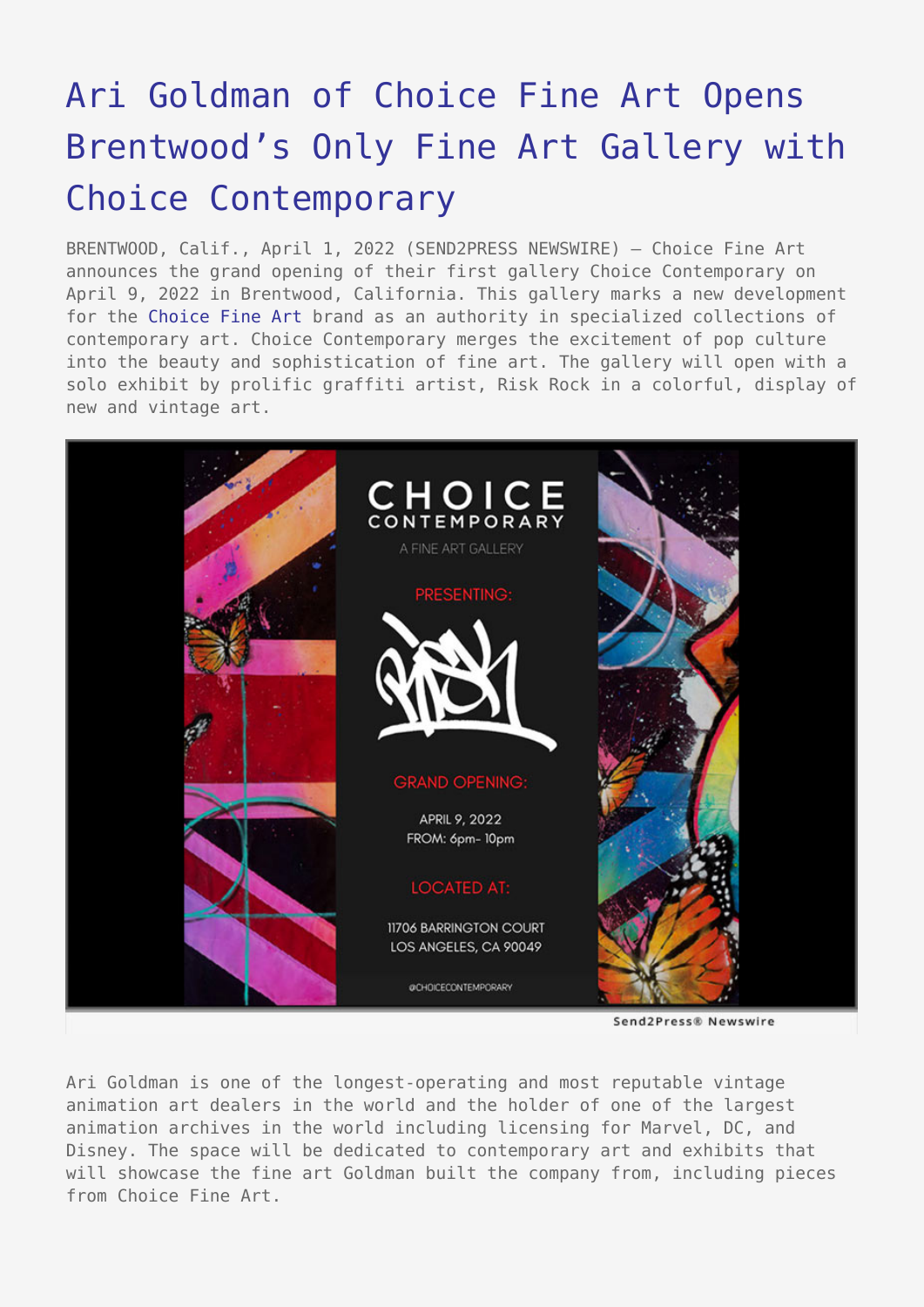# Ari Goldman of Choice Fine Art Opens Brentwood's Only Fine Art Gallery with Choice Contemporary

BRENTWOOD, Calif., April 1, 2022 (SEND2PRESS NEWSWIRE) — Choice Fine Art announces the grand opening of their first gallery Choice Contemporary on April 9, 2022 in Brentwood, California. This gallery marks a new development for the Choice Fine Art brand as an authority in specialized collections of contemporary art. Choice Contemporary merges the excitement of pop culture into the beauty and sophistication of fine art. The gallery will open with a solo exhibit by prolific graffiti artist, Risk Rock in a colorful, display of new and vintage art.

CHOICE CONTEMPORARY
A FINE ART GALLERY

PRESENTING:

RISK

GRAND OPENING:

APRIL 9, 2022
FROM: 6pm- 10pm

LOCATED AT:

11706 BARRINGTON COURT
LOS ANGELES, CA 90049

@CHOICECONTEMPORARY

Send2Press® Newswire

Ari Goldman is one of the longest-operating and most reputable vintage animation art dealers in the world and the holder of one of the largest animation archives in the world including licensing for Marvel, DC, and Disney. The space will be dedicated to contemporary art and exhibits that will showcase the fine art Goldman built the company from, including pieces from Choice Fine Art.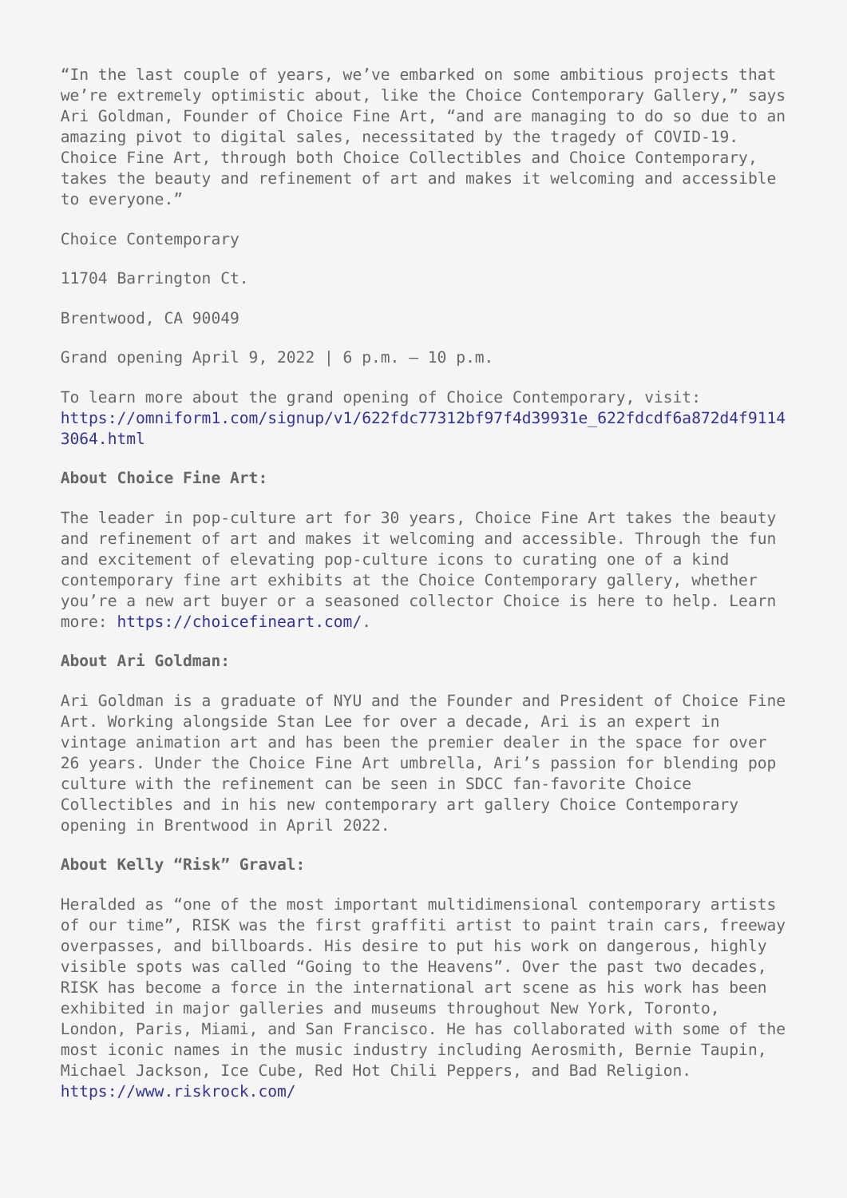"In the last couple of years, we've embarked on some ambitious projects that we're extremely optimistic about, like the Choice Contemporary Gallery," says Ari Goldman, Founder of Choice Fine Art, "and are managing to do so due to an amazing pivot to digital sales, necessitated by the tragedy of COVID-19. Choice Fine Art, through both Choice Collectibles and Choice Contemporary, takes the beauty and refinement of art and makes it welcoming and accessible to everyone."

Choice Contemporary

11704 Barrington Ct.

Brentwood, CA 90049

Grand opening April 9, 2022 | 6 p.m. – 10 p.m.

To learn more about the grand opening of Choice Contemporary, visit: https://omniform1.com/signup/v1/622fdc77312bf97f4d39931e_622fdcdf6a872d4f91143064.html

**About Choice Fine Art:**

The leader in pop-culture art for 30 years, Choice Fine Art takes the beauty and refinement of art and makes it welcoming and accessible. Through the fun and excitement of elevating pop-culture icons to curating one of a kind contemporary fine art exhibits at the Choice Contemporary gallery, whether you're a new art buyer or a seasoned collector Choice is here to help. Learn more: https://choicefineart.com/.

**About Ari Goldman:**

Ari Goldman is a graduate of NYU and the Founder and President of Choice Fine Art. Working alongside Stan Lee for over a decade, Ari is an expert in vintage animation art and has been the premier dealer in the space for over 26 years. Under the Choice Fine Art umbrella, Ari's passion for blending pop culture with the refinement can be seen in SDCC fan-favorite Choice Collectibles and in his new contemporary art gallery Choice Contemporary opening in Brentwood in April 2022.

**About Kelly "Risk" Graval:**

Heralded as "one of the most important multidimensional contemporary artists of our time", RISK was the first graffiti artist to paint train cars, freeway overpasses, and billboards. His desire to put his work on dangerous, highly visible spots was called "Going to the Heavens". Over the past two decades, RISK has become a force in the international art scene as his work has been exhibited in major galleries and museums throughout New York, Toronto, London, Paris, Miami, and San Francisco. He has collaborated with some of the most iconic names in the music industry including Aerosmith, Bernie Taupin, Michael Jackson, Ice Cube, Red Hot Chili Peppers, and Bad Religion. https://www.riskrock.com/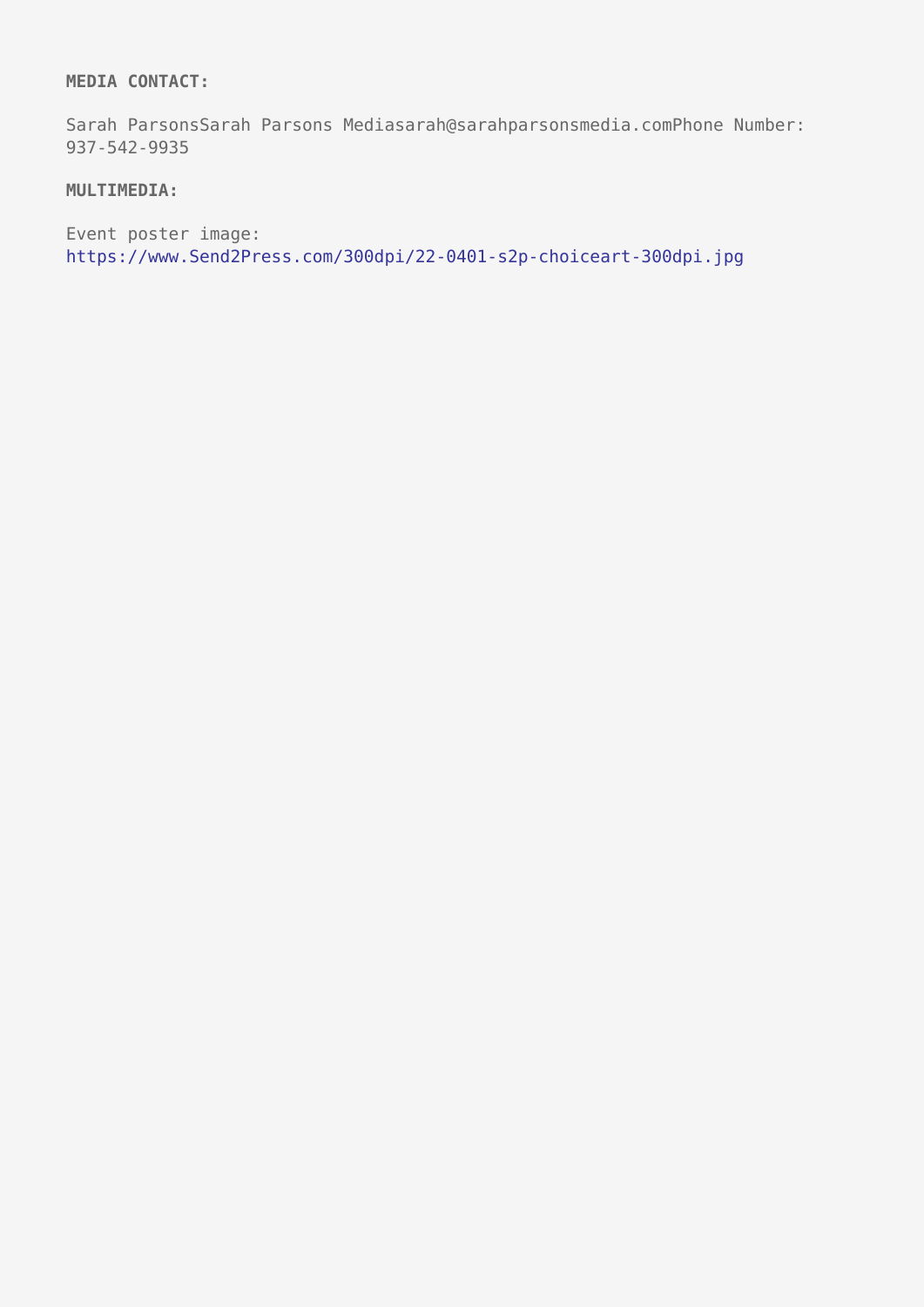**MEDIA CONTACT:**

Sarah ParsonsSarah Parsons Mediasarah@sarahparsonsmedia.comPhone Number: 937-542-9935

**MULTIMEDIA:**

Event poster image: https://www.Send2Press.com/300dpi/22-0401-s2p-choiceart-300dpi.jpg